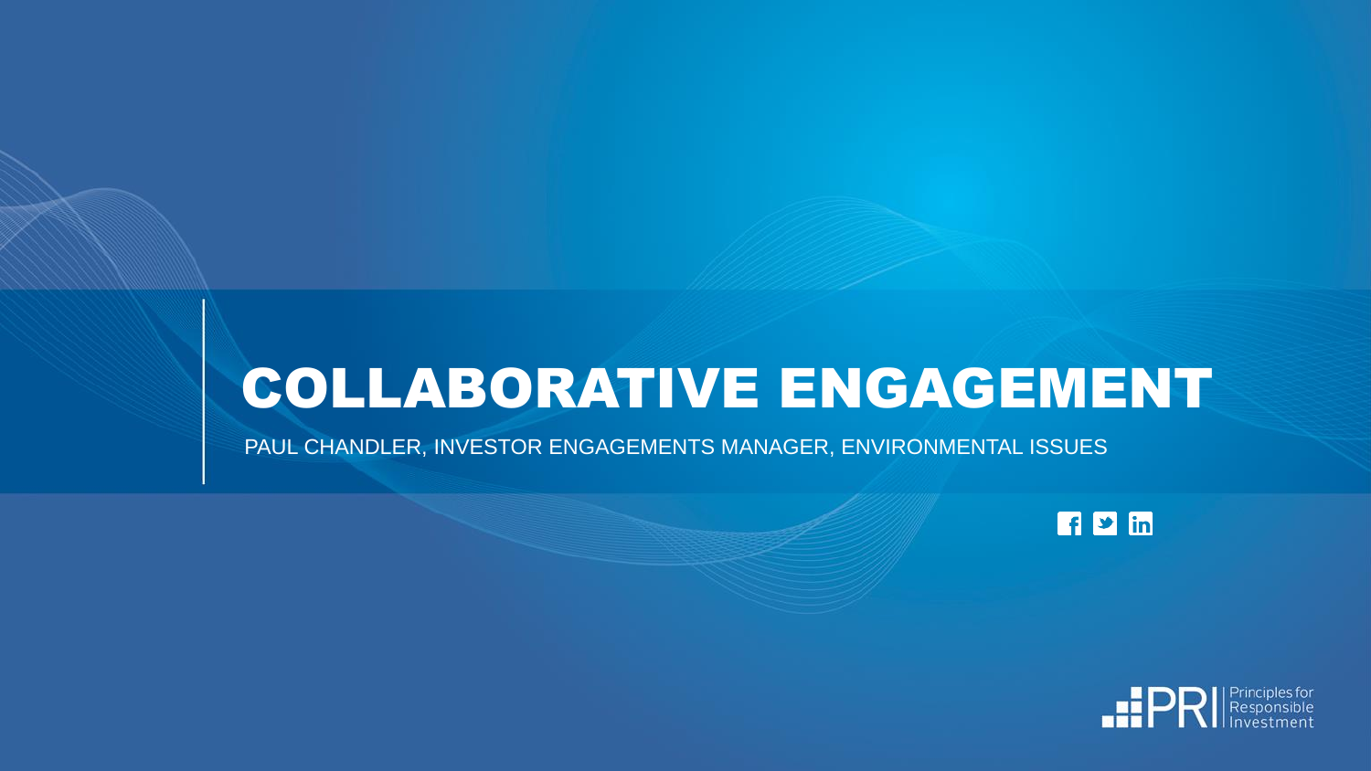# COLLABORATIVE ENGAGEMENT

PAUL CHANDLER, INVESTOR ENGAGEMENTS MANAGER, ENVIRONMENTAL ISSUES

PRI Principles for Responsible Investment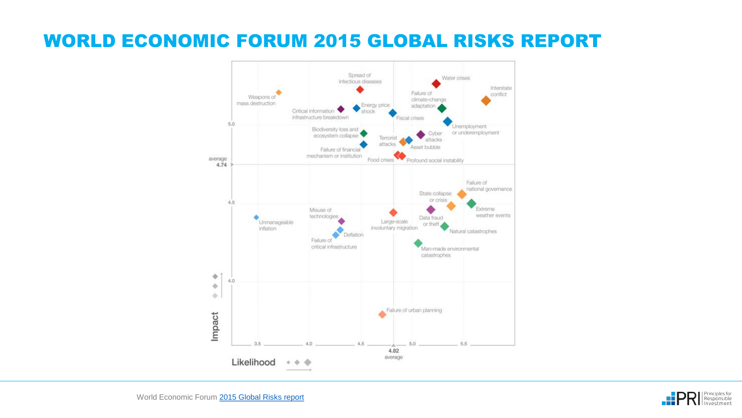# WORLD ECONOMIC FORUM 2015 GLOBAL RISKS REPORT

Spread of infectious diseases

Water crises

Weapons of mass destruction

Interstate conflict

Failure of climate-change adaptation

Critical information infrastructure breakdown

Energy price shock

Fiscal crises

Unemployment or underemployment

Biodiversity loss and ecosystem collapse

Terrorist attacks

Cyber attacks

Asset bubble

Failure of financial mechanism or institution

Food crises

Profound social instability

Failure of national governance

State collapse or crisis

Extreme weather events

Misuse of technologies

Large-scale involuntary migration

Data fraud or theft

Unmanageable inflation

Deflation

Natural catastrophes

Failure of critical infrastructure

Man-made environmental catastrophes

Failure of urban planning

Impact: 4.0, 4.5, 5.0; average 4.74

Likelihood: 3.5, 4.0, 4.5, 5.0, 5.5; average 4.82

World Economic Forum [2015 Global Risks report]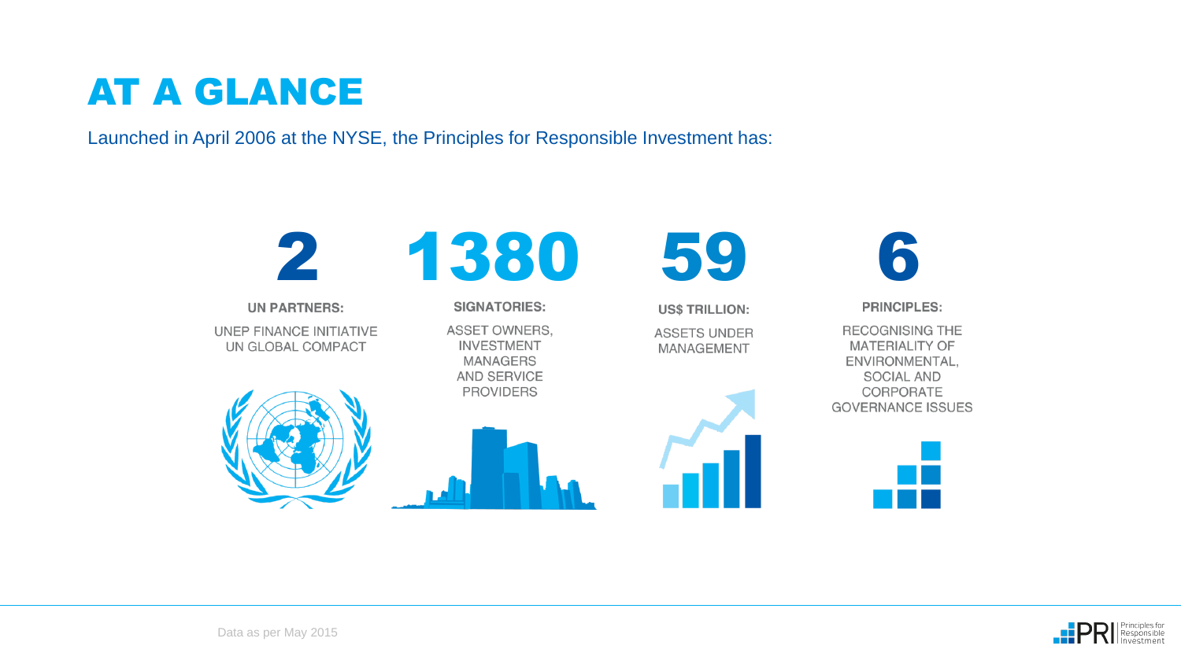# AT A GLANCE

Launched in April 2006 at the NYSE, the Principles for Responsible Investment has:

**2**

**UN PARTNERS:**

UNEP FINANCE INITIATIVE
UN GLOBAL COMPACT

**1380**

**SIGNATORIES:**

ASSET OWNERS, INVESTMENT MANAGERS AND SERVICE PROVIDERS

**59**

**US$ TRILLION:**

ASSETS UNDER MANAGEMENT

**6**

**PRINCIPLES:**

RECOGNISING THE MATERIALITY OF ENVIRONMENTAL, SOCIAL AND CORPORATE GOVERNANCE ISSUES

Data as per May 2015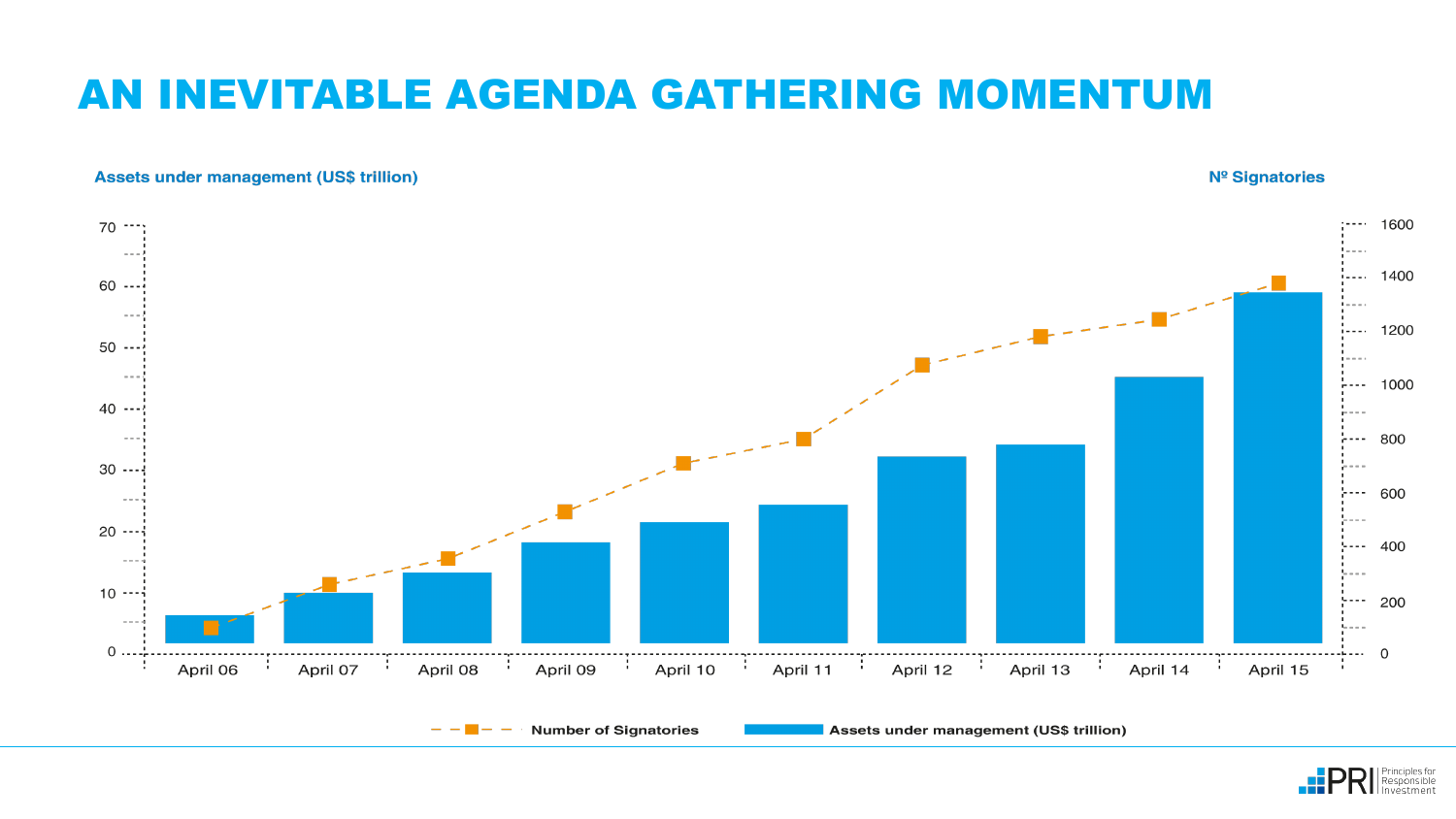# AN INEVITABLE AGENDA GATHERING MOMENTUM

Assets under management (US$ trillion)

Nº Signatories

70, 60, 50, 40, 30, 20, 10, 0

1600, 1400, 1200, 1000, 800, 600, 400, 200, 0

April 06, April 07, April 08, April 09, April 10, April 11, April 12, April 13, April 14, April 15

Number of Signatories — Assets under management (US$ trillion)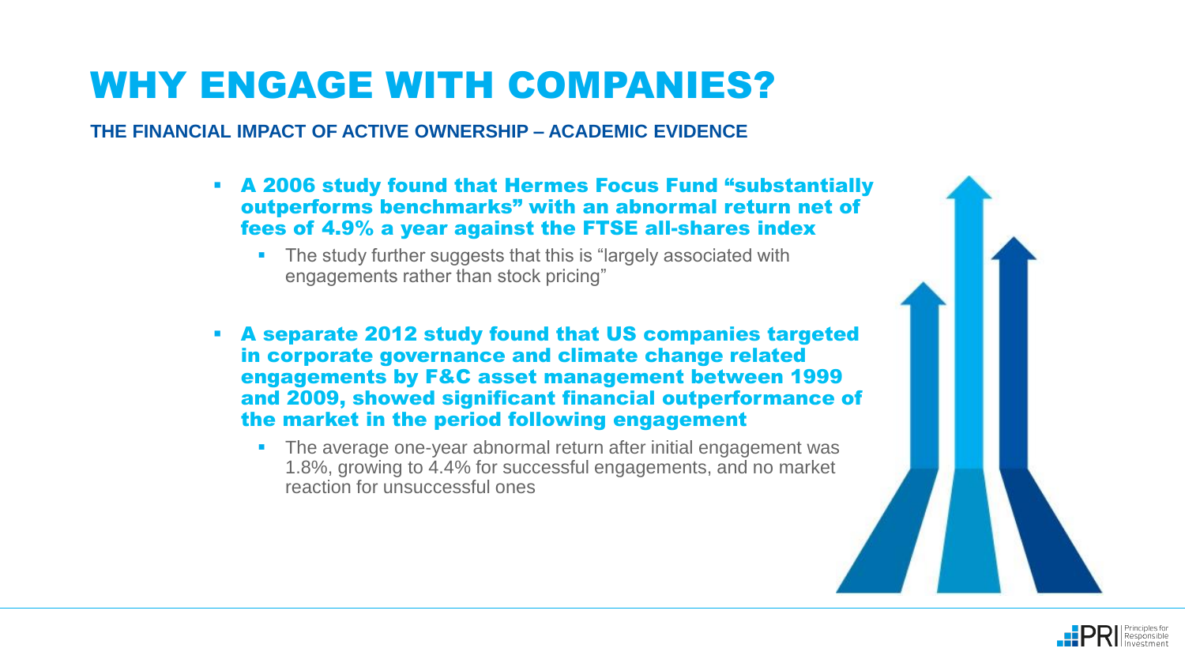# WHY ENGAGE WITH COMPANIES?

**THE FINANCIAL IMPACT OF ACTIVE OWNERSHIP – ACADEMIC EVIDENCE**

- **A 2006 study found that Hermes Focus Fund "substantially outperforms benchmarks" with an abnormal return net of fees of 4.9% a year against the FTSE all-shares index**
  - The study further suggests that this is "largely associated with engagements rather than stock pricing"
- **A separate 2012 study found that US companies targeted in corporate governance and climate change related engagements by F&C asset management between 1999 and 2009, showed significant financial outperformance of the market in the period following engagement**
  - The average one-year abnormal return after initial engagement was 1.8%, growing to 4.4% for successful engagements, and no market reaction for unsuccessful ones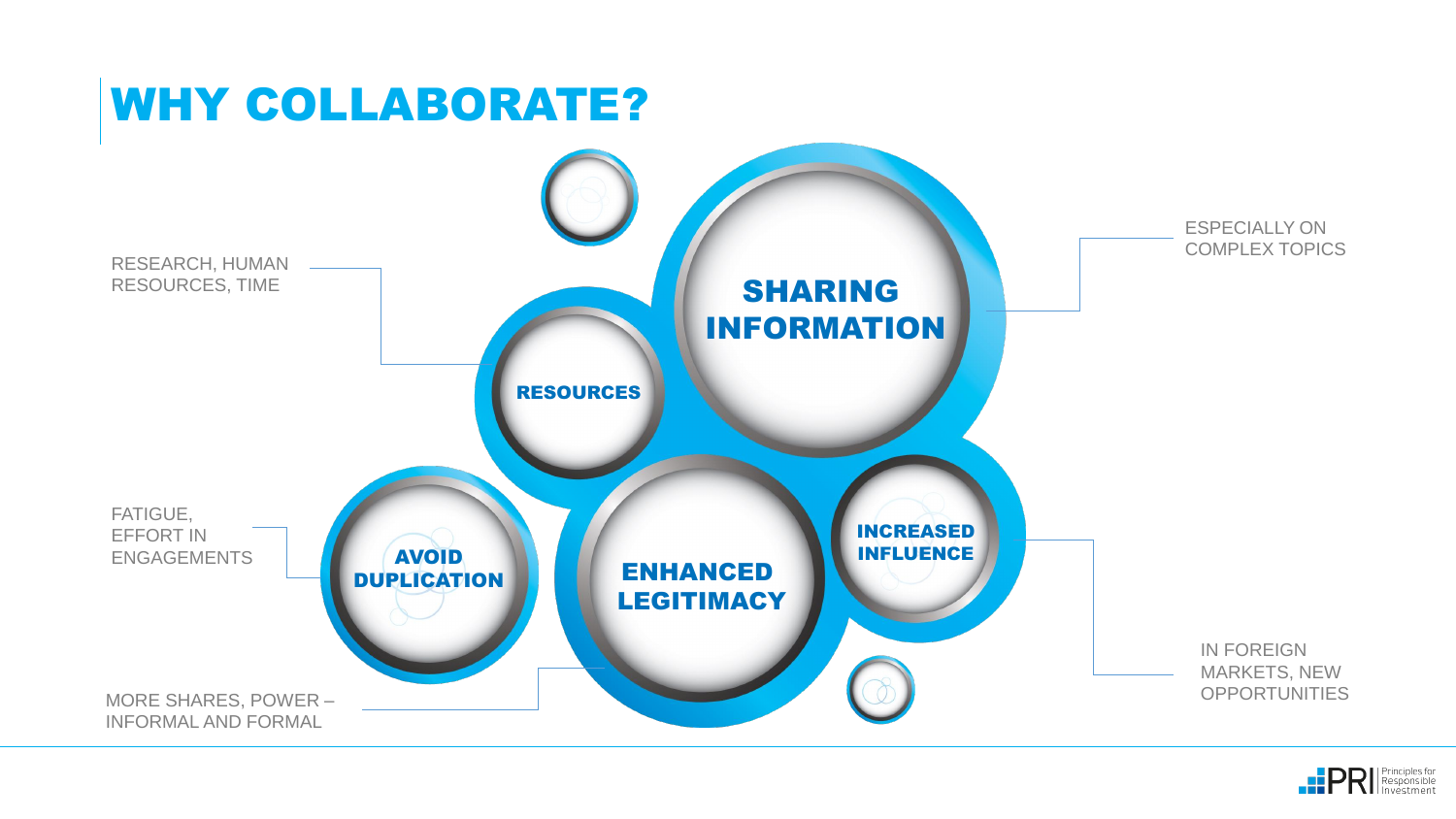# WHY COLLABORATE?

- **SHARING INFORMATION** – ESPECIALLY ON COMPLEX TOPICS
- **RESOURCES** – RESEARCH, HUMAN RESOURCES, TIME
- **AVOID DUPLICATION** – FATIGUE, EFFORT IN ENGAGEMENTS
- **ENHANCED LEGITIMACY** – MORE SHARES, POWER – INFORMAL AND FORMAL
- **INCREASED INFLUENCE** – IN FOREIGN MARKETS, NEW OPPORTUNITIES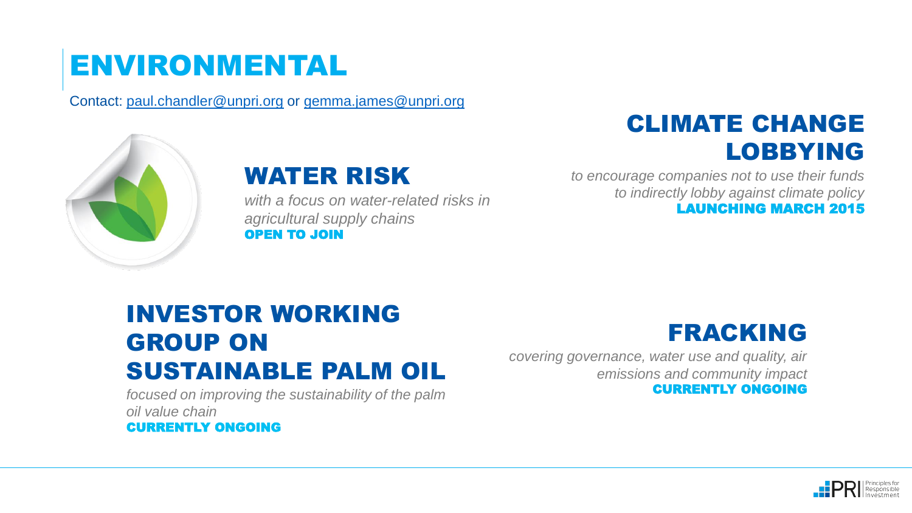# ENVIRONMENTAL

Contact: paul.chandler@unpri.org or gemma.james@unpri.org

## WATER RISK

*with a focus on water-related risks in agricultural supply chains*

**OPEN TO JOIN**

## CLIMATE CHANGE LOBBYING

*to encourage companies not to use their funds to indirectly lobby against climate policy*

**LAUNCHING MARCH 2015**

## INVESTOR WORKING GROUP ON SUSTAINABLE PALM OIL

*focused on improving the sustainability of the palm oil value chain*

**CURRENTLY ONGOING**

## FRACKING

*covering governance, water use and quality, air emissions and community impact*

**CURRENTLY ONGOING**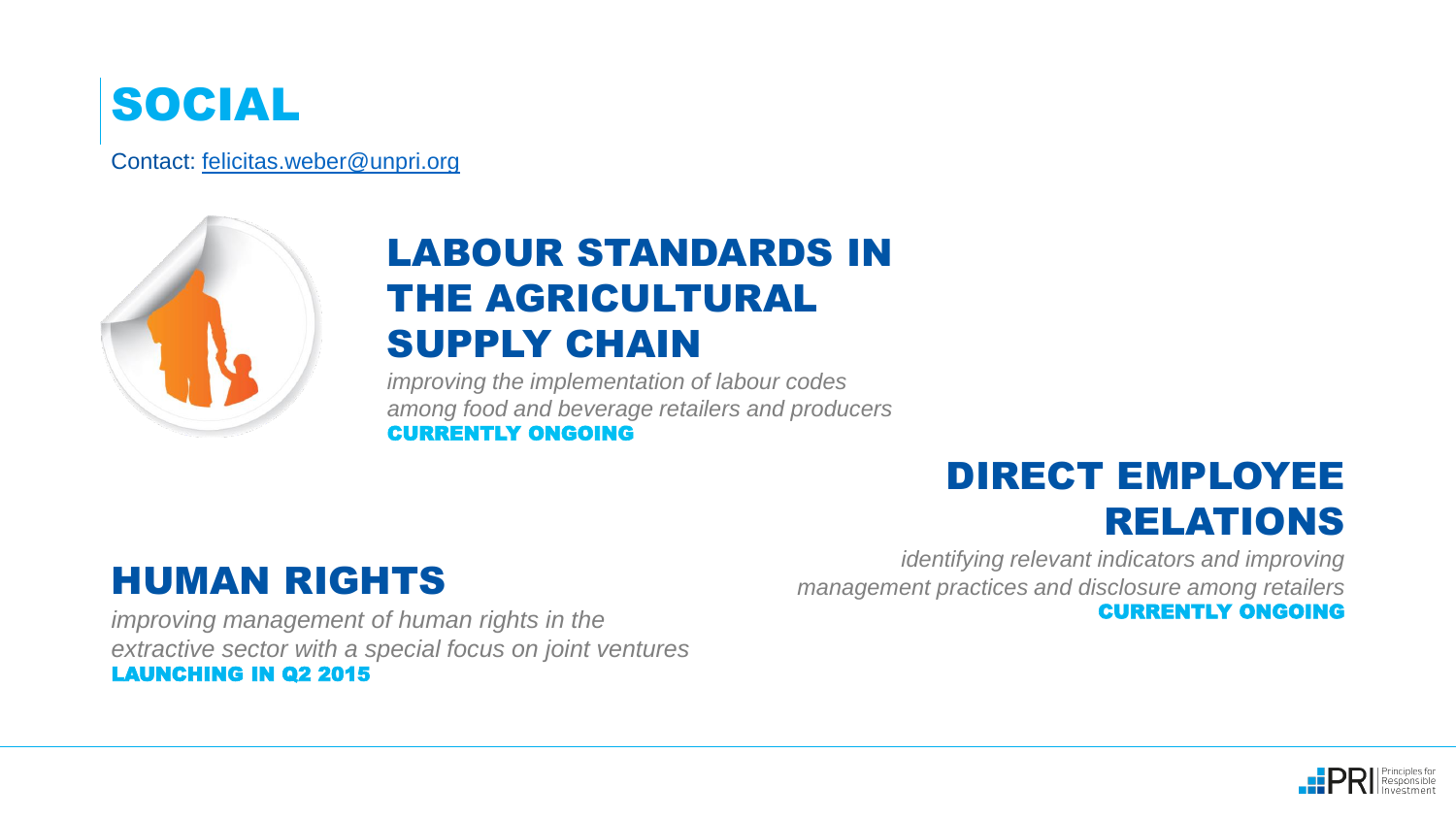# SOCIAL

Contact: felicitas.weber@unpri.org

## LABOUR STANDARDS IN THE AGRICULTURAL SUPPLY CHAIN

*improving the implementation of labour codes among food and beverage retailers and producers*

**CURRENTLY ONGOING**

## DIRECT EMPLOYEE RELATIONS

*identifying relevant indicators and improving management practices and disclosure among retailers*

**CURRENTLY ONGOING**

## HUMAN RIGHTS

*improving management of human rights in the extractive sector with a special focus on joint ventures*

**LAUNCHING IN Q2 2015**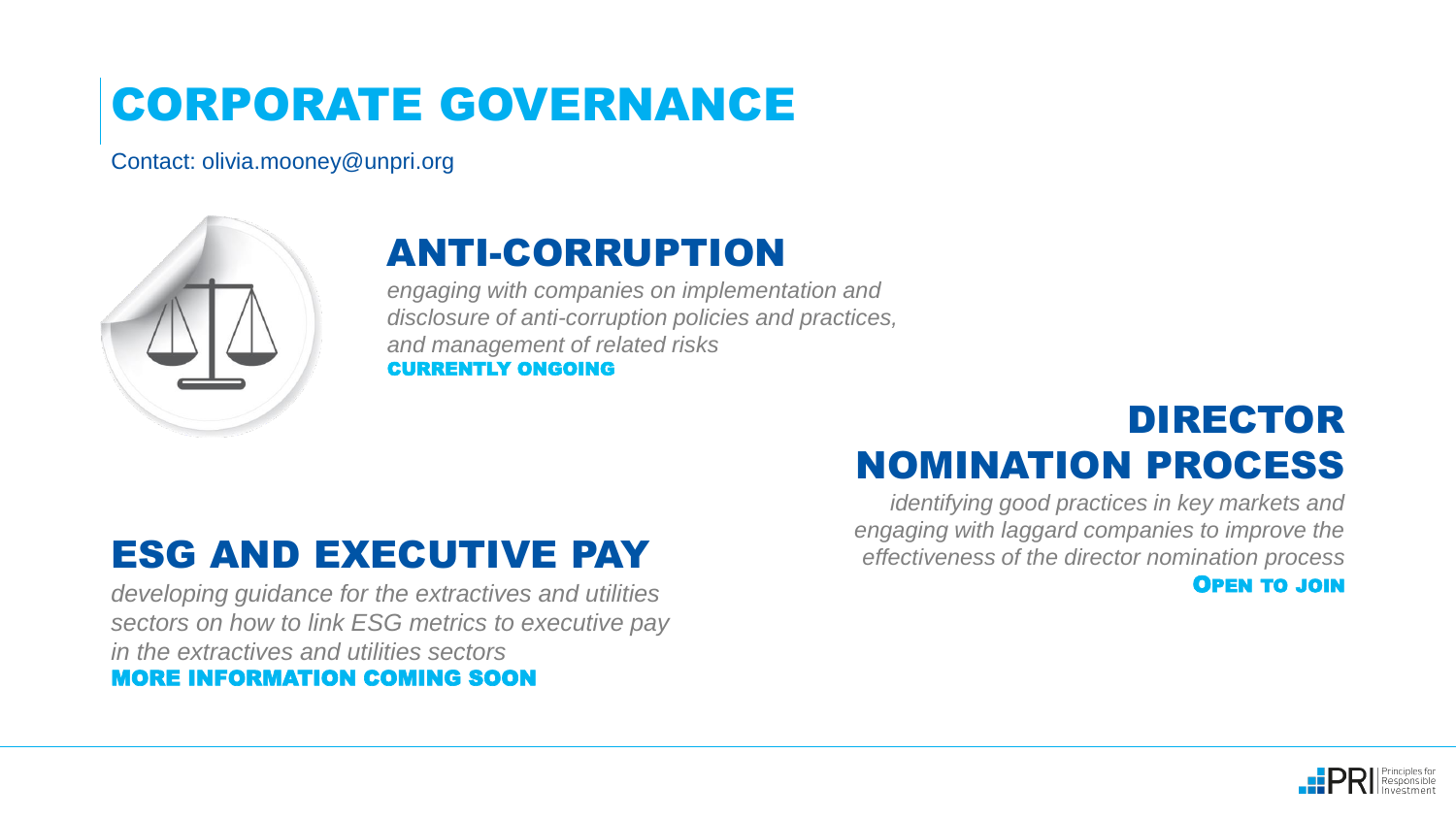# CORPORATE GOVERNANCE

Contact: olivia.mooney@unpri.org

## ANTI-CORRUPTION

*engaging with companies on implementation and disclosure of anti-corruption policies and practices, and management of related risks*

**CURRENTLY ONGOING**

## DIRECTOR NOMINATION PROCESS

*identifying good practices in key markets and engaging with laggard companies to improve the effectiveness of the director nomination process*

**OPEN TO JOIN**

## ESG AND EXECUTIVE PAY

*developing guidance for the extractives and utilities sectors on how to link ESG metrics to executive pay in the extractives and utilities sectors*

**MORE INFORMATION COMING SOON**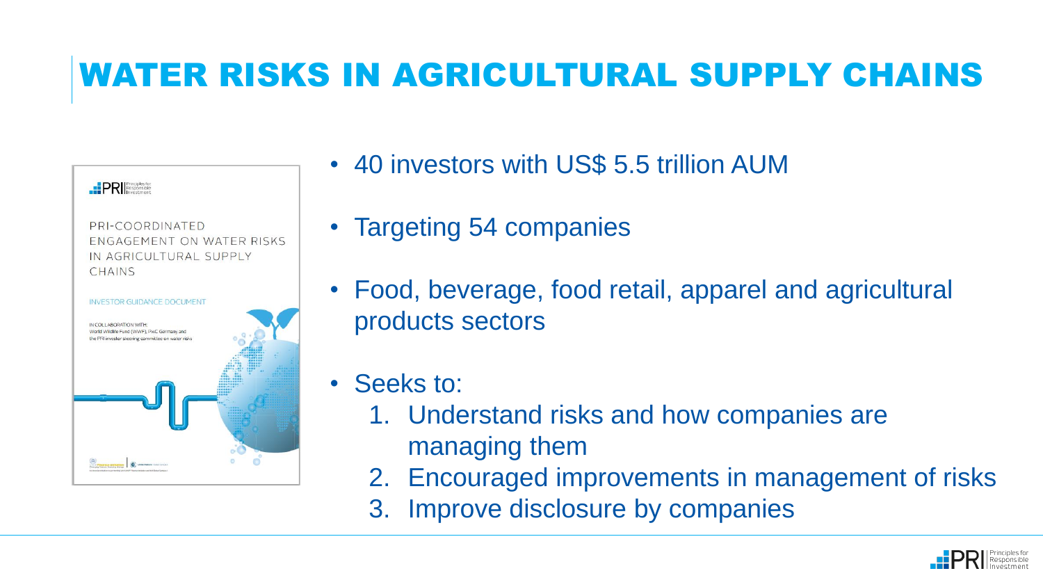# WATER RISKS IN AGRICULTURAL SUPPLY CHAINS

PRI-COORDINATED ENGAGEMENT ON WATER RISKS IN AGRICULTURAL SUPPLY CHAINS

INVESTOR GUIDANCE DOCUMENT

IN COLLABORATION WITH: World Wildlife Fund (WWF), PwC Germany and the PRI investor steering committee on water risks

- 40 investors with US$ 5.5 trillion AUM
- Targeting 54 companies
- Food, beverage, food retail, apparel and agricultural products sectors
- Seeks to:
  1. Understand risks and how companies are managing them
  2. Encouraged improvements in management of risks
  3. Improve disclosure by companies